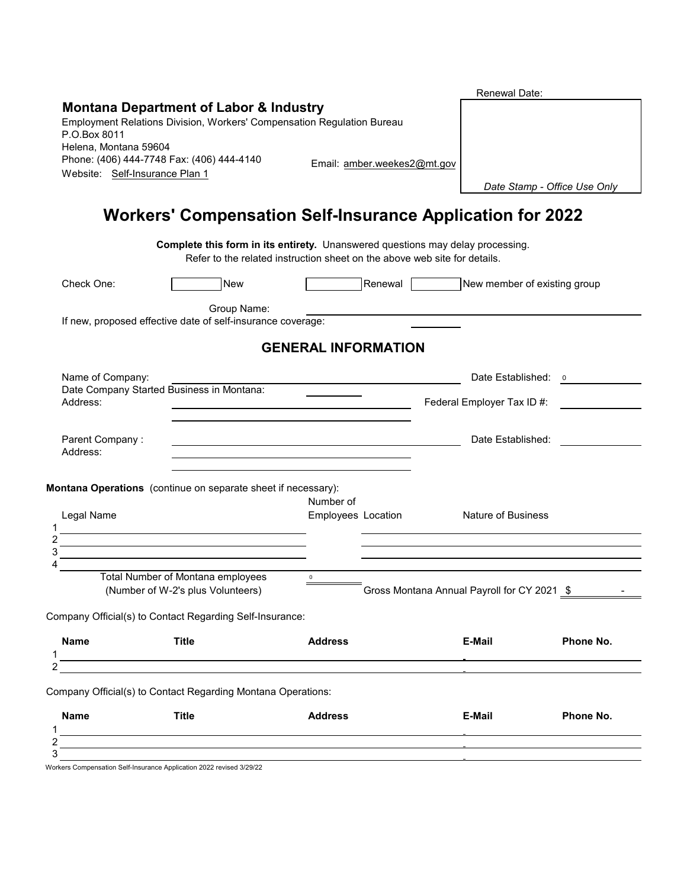Renewal Date:

**Montana Department of Labor & Industry**

Employment Relations Division, Workers' Compensation Regulation Bureau
P.O.Box 8011
Helena, Montana 59604
Phone: (406) 444-7748 Fax: (406) 444-4140
Email: amber.weekes2@mt.gov
Website: Self-Insurance Plan 1

*Date Stamp - Office Use Only*

# Workers' Compensation Self-Insurance Application for 2022

**Complete this form in its entirety.** Unanswered questions may delay processing.
Refer to the related instruction sheet on the above web site for details.

Check One: [ ] New [ ] Renewal [ ] New member of existing group

Group Name: ____________________

If new, proposed effective date of self-insurance coverage: __________

## GENERAL INFORMATION

Name of Company: ____________________ Date Established: 0

Date Company Started Business in Montana: __________

Address: ____________________ Federal Employer Tax ID #: __________

Parent Company : ____________________ Date Established: __________

Address: ____________________

**Montana Operations** (continue on separate sheet if necessary):

| | Legal Name | Number of Employees | Location | Nature of Business |
|---|---|---|---|---|
| 1 | | | | |
| 2 | | | | |
| 3 | | | | |
| 4 | | | | |

Total Number of Montana employees (Number of W-2's plus Volunteers): 0

Gross Montana Annual Payroll for CY 2021 $ -

Company Official(s) to Contact Regarding Self-Insurance:

| | Name | Title | Address | E-Mail | Phone No. |
|---|---|---|---|---|---|
| 1 | | | | | |
| 2 | | | | | |

Company Official(s) to Contact Regarding Montana Operations:

| | Name | Title | Address | E-Mail | Phone No. |
|---|---|---|---|---|---|
| 1 | | | | | |
| 2 | | | | | |
| 3 | | | | | |

Workers Compensation Self-Insurance Application 2022 revised 3/29/22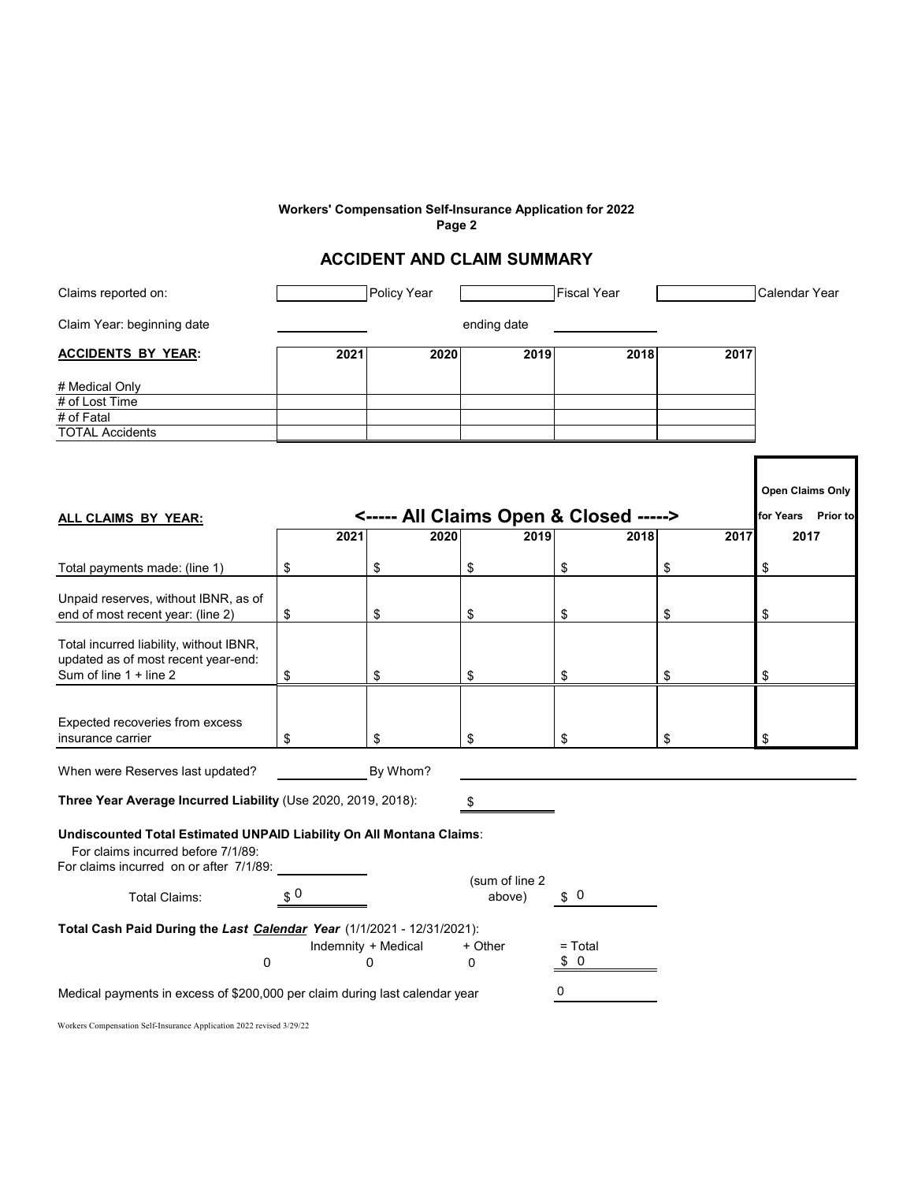**Workers' Compensation Self-Insurance Application for 2022**
**Page 2**

## ACCIDENT AND CLAIM SUMMARY

Claims reported on: ______ Policy Year ______ Fiscal Year ______ Calendar Year

Claim Year: beginning date ______ ending date ______

| **ACCIDENTS BY YEAR:** | 2021 | 2020 | 2019 | 2018 | 2017 |
|---|---|---|---|---|---|
| # Medical Only | | | | | |
| # of Lost Time | | | | | |
| # of Fatal | | | | | |
| TOTAL Accidents | | | | | |

| **ALL CLAIMS BY YEAR:** | <----- All Claims Open & Closed -----> | | | | | Open Claims Only for Years Prior to 2017 |
|---|---|---|---|---|---|---|
| | 2021 | 2020 | 2019 | 2018 | 2017 | |
| Total payments made: (line 1) | $ | $ | $ | $ | $ | $ |
| Unpaid reserves, without IBNR, as of end of most recent year: (line 2) | $ | $ | $ | $ | $ | $ |
| Total incurred liability, without IBNR, updated as of most recent year-end: Sum of line 1 + line 2 | $ | $ | $ | $ | $ | $ |
| Expected recoveries from excess insurance carrier | $ | $ | $ | $ | $ | $ |

When were Reserves last updated? ______ By Whom? ______

**Three Year Average Incurred Liability** (Use 2020, 2019, 2018): $ ______

**Undiscounted Total Estimated UNPAID Liability On All Montana Claims**:

For claims incurred before 7/1/89: ______

For claims incurred on or after 7/1/89: ______

Total Claims: $ 0 (sum of line 2 above) $ 0

**Total Cash Paid During the *Last* *Calendar* *Year*** (1/1/2021 - 12/31/2021):

| Indemnity | + Medical | + Other | = Total |
|---|---|---|---|
| 0 | 0 | 0 | $ 0 |

Medical payments in excess of $200,000 per claim during last calendar year 0

Workers Compensation Self-Insurance Application 2022 revised 3/29/22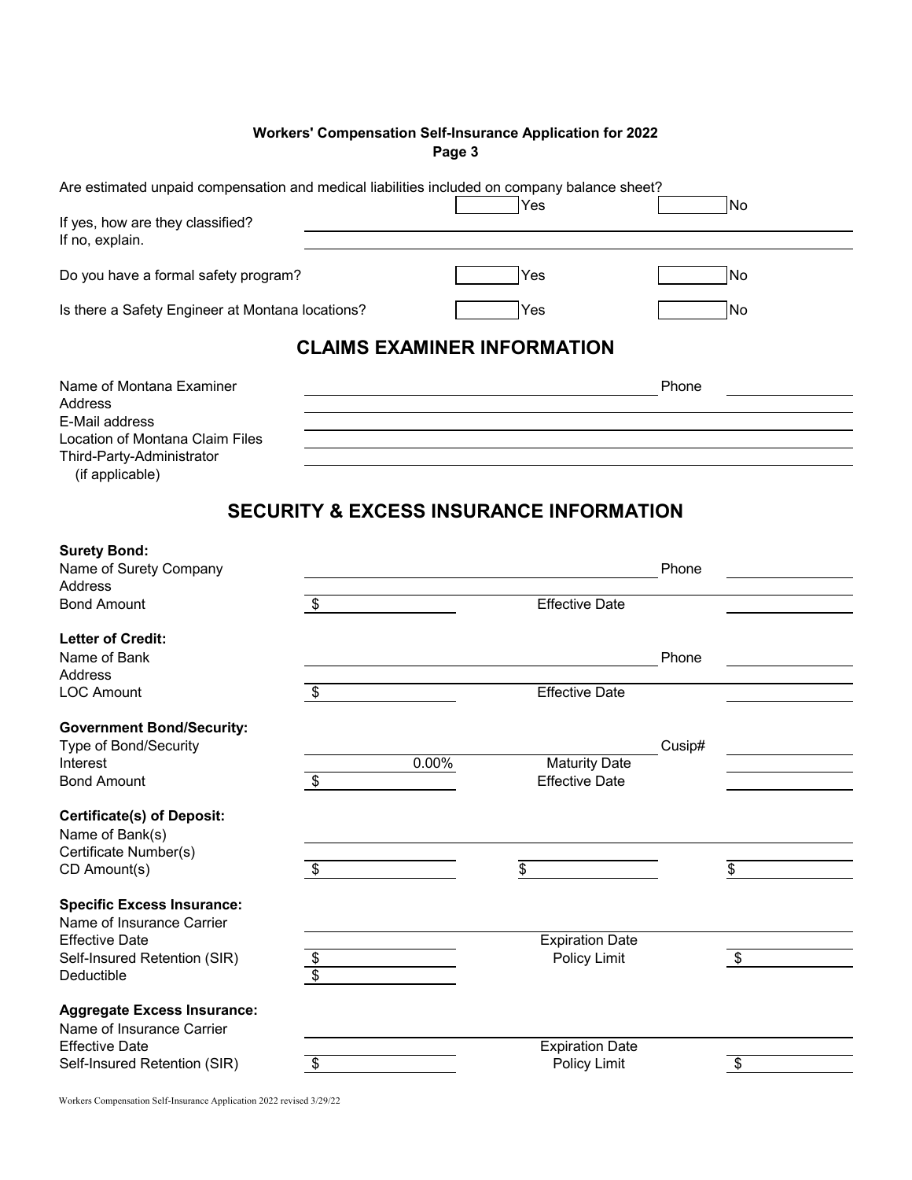**Workers' Compensation Self-Insurance Application for 2022**
**Page 3**

Are estimated unpaid compensation and medical liabilities included on company balance sheet?

☐ Yes ☐ No

If yes, how are they classified? \_\_\_\_\_\_\_\_\_\_\_\_\_\_\_\_\_\_\_\_
If no, explain. \_\_\_\_\_\_\_\_\_\_\_\_\_\_\_\_\_\_\_\_

Do you have a formal safety program? ☐ Yes ☐ No

Is there a Safety Engineer at Montana locations? ☐ Yes ☐ No

## CLAIMS EXAMINER INFORMATION

| | | | |
|---|---|---|---|
| Name of Montana Examiner | | Phone | |
| Address | | | |
| E-Mail address | | | |
| Location of Montana Claim Files | | | |
| Third-Party-Administrator (if applicable) | | | |

## SECURITY & EXCESS INSURANCE INFORMATION

**Surety Bond:**

| | | | |
|---|---|---|---|
| Name of Surety Company | | Phone | |
| Address | | | |
| Bond Amount | $ | Effective Date | |

**Letter of Credit:**

| | | | |
|---|---|---|---|
| Name of Bank | | Phone | |
| Address | | | |
| LOC Amount | $ | Effective Date | |

**Government Bond/Security:**

| | | | |
|---|---|---|---|
| Type of Bond/Security | | Cusip# | |
| Interest | 0.00% | Maturity Date | |
| Bond Amount | $ | Effective Date | |

**Certificate(s) of Deposit:**

| | | | |
|---|---|---|---|
| Name of Bank(s) | | | |
| Certificate Number(s) | | | |
| CD Amount(s) | $ | $ | $ |

**Specific Excess Insurance:**

| | | | |
|---|---|---|---|
| Name of Insurance Carrier | | | |
| Effective Date | | Expiration Date | |
| Self-Insured Retention (SIR) | $ | Policy Limit | $ |
| Deductible | $ | | |

**Aggregate Excess Insurance:**

| | | | |
|---|---|---|---|
| Name of Insurance Carrier | | | |
| Effective Date | | Expiration Date | |
| Self-Insured Retention (SIR) | $ | Policy Limit | $ |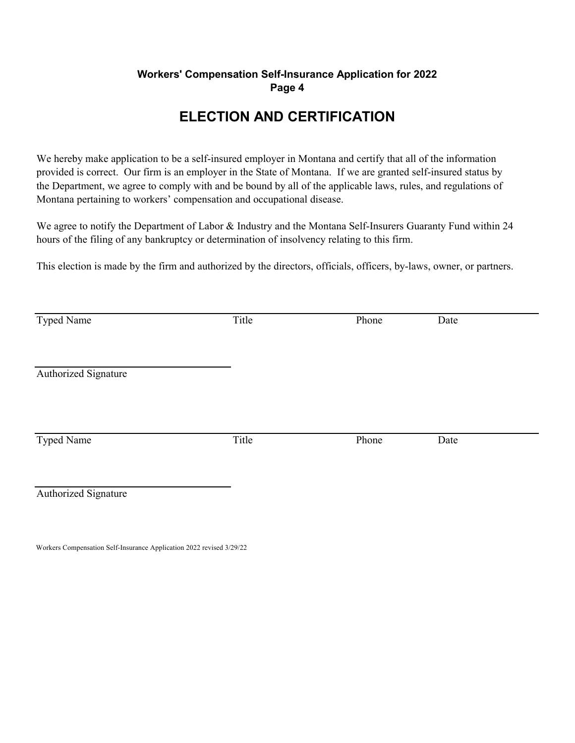**Workers' Compensation Self-Insurance Application for 2022**
**Page 4**

# ELECTION AND CERTIFICATION

We hereby make application to be a self-insured employer in Montana and certify that all of the information provided is correct. Our firm is an employer in the State of Montana. If we are granted self-insured status by the Department, we agree to comply with and be bound by all of the applicable laws, rules, and regulations of Montana pertaining to workers' compensation and occupational disease.

We agree to notify the Department of Labor & Industry and the Montana Self-Insurers Guaranty Fund within 24 hours of the filing of any bankruptcy or determination of insolvency relating to this firm.

This election is made by the firm and authorized by the directors, officials, officers, by-laws, owner, or partners.

______________________________________________________________________________

Typed Name Title Phone Date

______________________________

Authorized Signature

______________________________________________________________________________

Typed Name Title Phone Date

______________________________

Authorized Signature

Workers Compensation Self-Insurance Application 2022 revised 3/29/22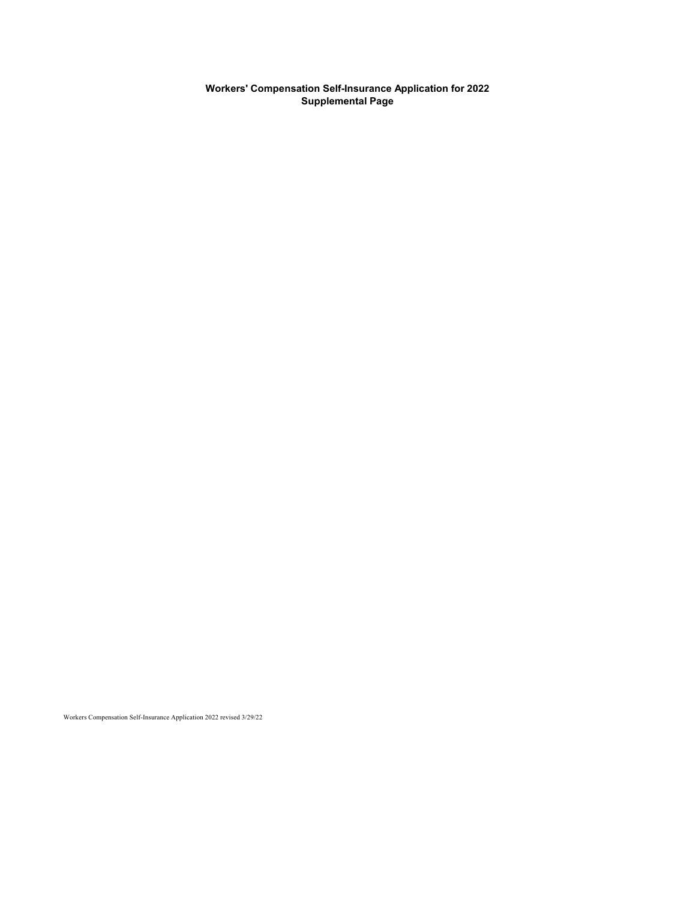**Workers' Compensation Self-Insurance Application for 2022**
**Supplemental Page**